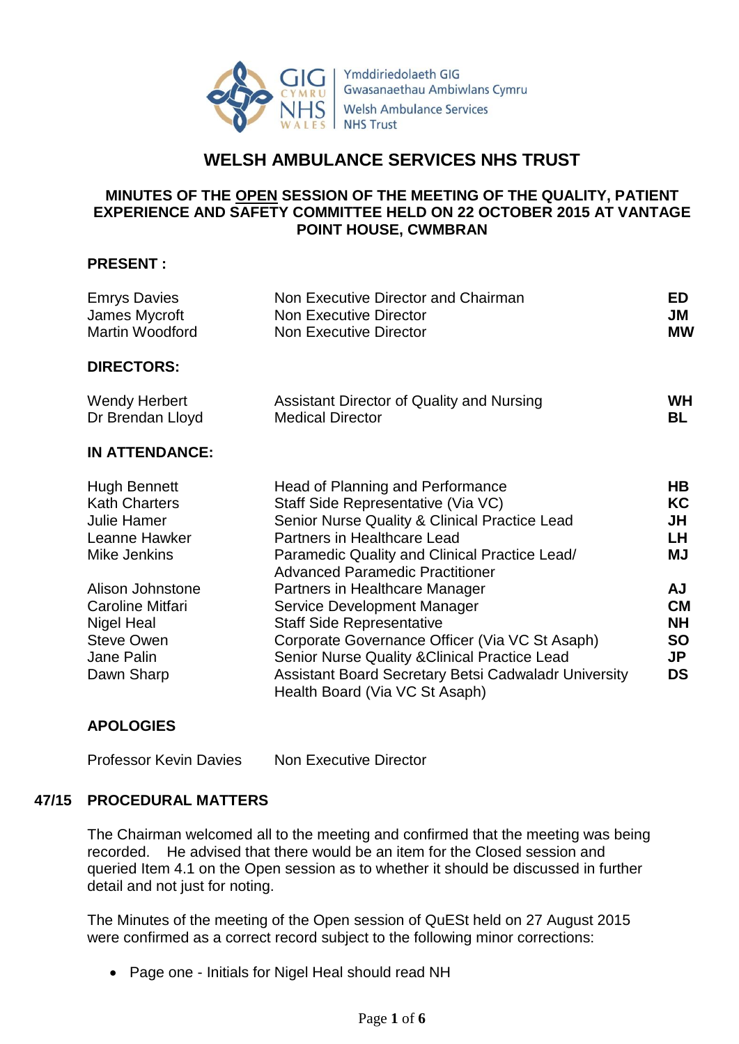Ymddiriedolaeth GIG Gwasanaethau Ambiwlans Cymru
Welsh Ambulance Services NHS Trust

# WELSH AMBULANCE SERVICES NHS TRUST

## MINUTES OF THE OPEN SESSION OF THE MEETING OF THE QUALITY, PATIENT EXPERIENCE AND SAFETY COMMITTEE HELD ON 22 OCTOBER 2015 AT VANTAGE POINT HOUSE, CWMBRAN

**PRESENT :**

| | | |
|---|---|---|
| Emrys Davies | Non Executive Director and Chairman | **ED** |
| James Mycroft | Non Executive Director | **JM** |
| Martin Woodford | Non Executive Director | **MW** |

**DIRECTORS:**

| | | |
|---|---|---|
| Wendy Herbert | Assistant Director of Quality and Nursing | **WH** |
| Dr Brendan Lloyd | Medical Director | **BL** |

**IN ATTENDANCE:**

| | | |
|---|---|---|
| Hugh Bennett | Head of Planning and Performance | **HB** |
| Kath Charters | Staff Side Representative (Via VC) | **KC** |
| Julie Hamer | Senior Nurse Quality & Clinical Practice Lead | **JH** |
| Leanne Hawker | Partners in Healthcare Lead | **LH** |
| Mike Jenkins | Paramedic Quality and Clinical Practice Lead/ Advanced Paramedic Practitioner | **MJ** |
| Alison Johnstone | Partners in Healthcare Manager | **AJ** |
| Caroline Mitfari | Service Development Manager | **CM** |
| Nigel Heal | Staff Side Representative | **NH** |
| Steve Owen | Corporate Governance Officer (Via VC St Asaph) | **SO** |
| Jane Palin | Senior Nurse Quality &Clinical Practice Lead | **JP** |
| Dawn Sharp | Assistant Board Secretary Betsi Cadwaladr University Health Board (Via VC St Asaph) | **DS** |

**APOLOGIES**

| | |
|---|---|
| Professor Kevin Davies | Non Executive Director |

### 47/15 PROCEDURAL MATTERS

The Chairman welcomed all to the meeting and confirmed that the meeting was being recorded. He advised that there would be an item for the Closed session and queried Item 4.1 on the Open session as to whether it should be discussed in further detail and not just for noting.

The Minutes of the meeting of the Open session of QuESt held on 27 August 2015 were confirmed as a correct record subject to the following minor corrections:

- Page one - Initials for Nigel Heal should read NH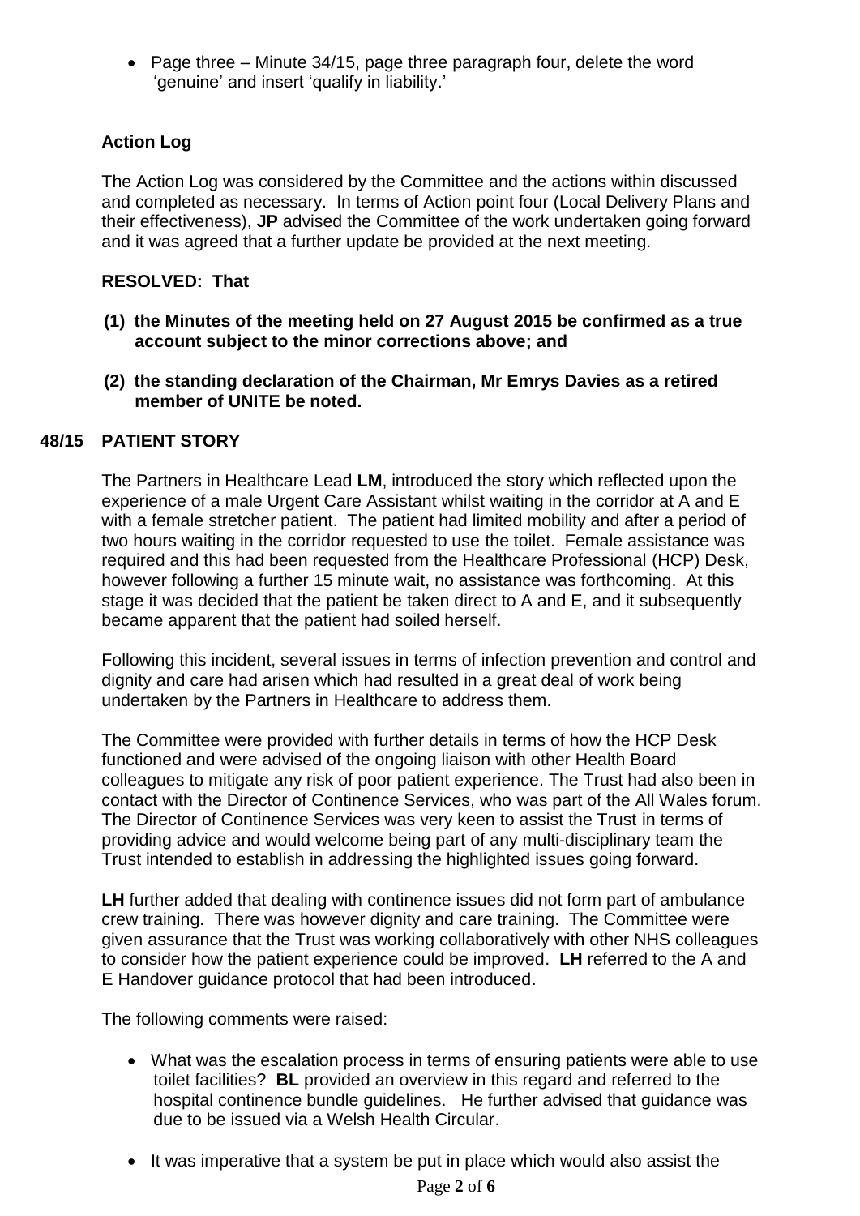- Page three – Minute 34/15, page three paragraph four, delete the word 'genuine' and insert 'qualify in liability.'

**Action Log**

The Action Log was considered by the Committee and the actions within discussed and completed as necessary. In terms of Action point four (Local Delivery Plans and their effectiveness), **JP** advised the Committee of the work undertaken going forward and it was agreed that a further update be provided at the next meeting.

**RESOLVED: That**

**(1) the Minutes of the meeting held on 27 August 2015 be confirmed as a true account subject to the minor corrections above; and**

**(2) the standing declaration of the Chairman, Mr Emrys Davies as a retired member of UNITE be noted.**

## 48/15 PATIENT STORY

The Partners in Healthcare Lead **LM**, introduced the story which reflected upon the experience of a male Urgent Care Assistant whilst waiting in the corridor at A and E with a female stretcher patient. The patient had limited mobility and after a period of two hours waiting in the corridor requested to use the toilet. Female assistance was required and this had been requested from the Healthcare Professional (HCP) Desk, however following a further 15 minute wait, no assistance was forthcoming. At this stage it was decided that the patient be taken direct to A and E, and it subsequently became apparent that the patient had soiled herself.

Following this incident, several issues in terms of infection prevention and control and dignity and care had arisen which had resulted in a great deal of work being undertaken by the Partners in Healthcare to address them.

The Committee were provided with further details in terms of how the HCP Desk functioned and were advised of the ongoing liaison with other Health Board colleagues to mitigate any risk of poor patient experience. The Trust had also been in contact with the Director of Continence Services, who was part of the All Wales forum. The Director of Continence Services was very keen to assist the Trust in terms of providing advice and would welcome being part of any multi-disciplinary team the Trust intended to establish in addressing the highlighted issues going forward.

**LH** further added that dealing with continence issues did not form part of ambulance crew training. There was however dignity and care training. The Committee were given assurance that the Trust was working collaboratively with other NHS colleagues to consider how the patient experience could be improved. **LH** referred to the A and E Handover guidance protocol that had been introduced.

The following comments were raised:

- What was the escalation process in terms of ensuring patients were able to use toilet facilities? **BL** provided an overview in this regard and referred to the hospital continence bundle guidelines. He further advised that guidance was due to be issued via a Welsh Health Circular.

- It was imperative that a system be put in place which would also assist the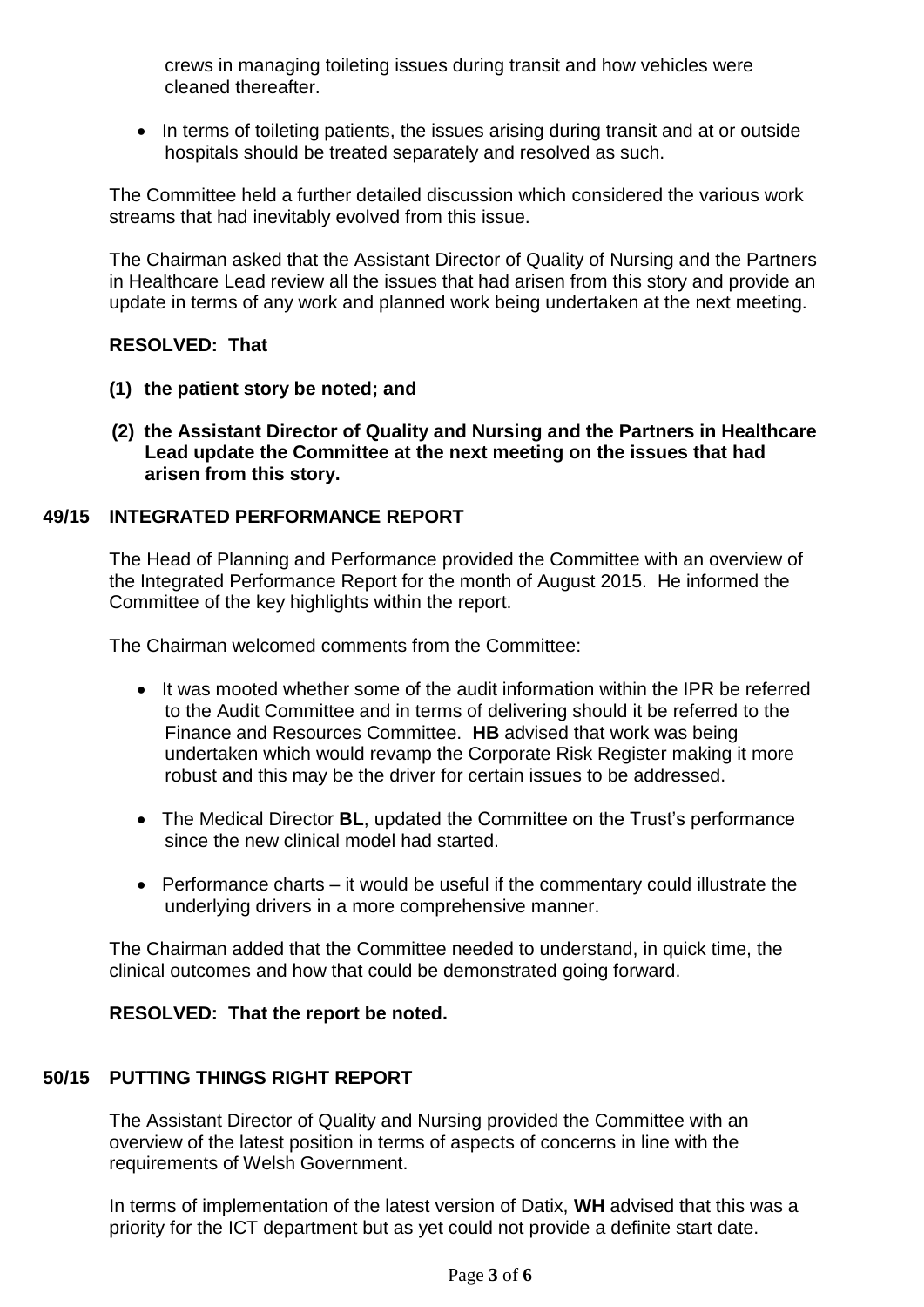crews in managing toileting issues during transit and how vehicles were cleaned thereafter.

- In terms of toileting patients, the issues arising during transit and at or outside hospitals should be treated separately and resolved as such.

The Committee held a further detailed discussion which considered the various work streams that had inevitably evolved from this issue.

The Chairman asked that the Assistant Director of Quality of Nursing and the Partners in Healthcare Lead review all the issues that had arisen from this story and provide an update in terms of any work and planned work being undertaken at the next meeting.

**RESOLVED: That**

**(1) the patient story be noted; and**

**(2) the Assistant Director of Quality and Nursing and the Partners in Healthcare Lead update the Committee at the next meeting on the issues that had arisen from this story.**

## 49/15 INTEGRATED PERFORMANCE REPORT

The Head of Planning and Performance provided the Committee with an overview of the Integrated Performance Report for the month of August 2015. He informed the Committee of the key highlights within the report.

The Chairman welcomed comments from the Committee:

- It was mooted whether some of the audit information within the IPR be referred to the Audit Committee and in terms of delivering should it be referred to the Finance and Resources Committee. **HB** advised that work was being undertaken which would revamp the Corporate Risk Register making it more robust and this may be the driver for certain issues to be addressed.

- The Medical Director **BL**, updated the Committee on the Trust's performance since the new clinical model had started.

- Performance charts – it would be useful if the commentary could illustrate the underlying drivers in a more comprehensive manner.

The Chairman added that the Committee needed to understand, in quick time, the clinical outcomes and how that could be demonstrated going forward.

**RESOLVED: That the report be noted.**

## 50/15 PUTTING THINGS RIGHT REPORT

The Assistant Director of Quality and Nursing provided the Committee with an overview of the latest position in terms of aspects of concerns in line with the requirements of Welsh Government.

In terms of implementation of the latest version of Datix, **WH** advised that this was a priority for the ICT department but as yet could not provide a definite start date.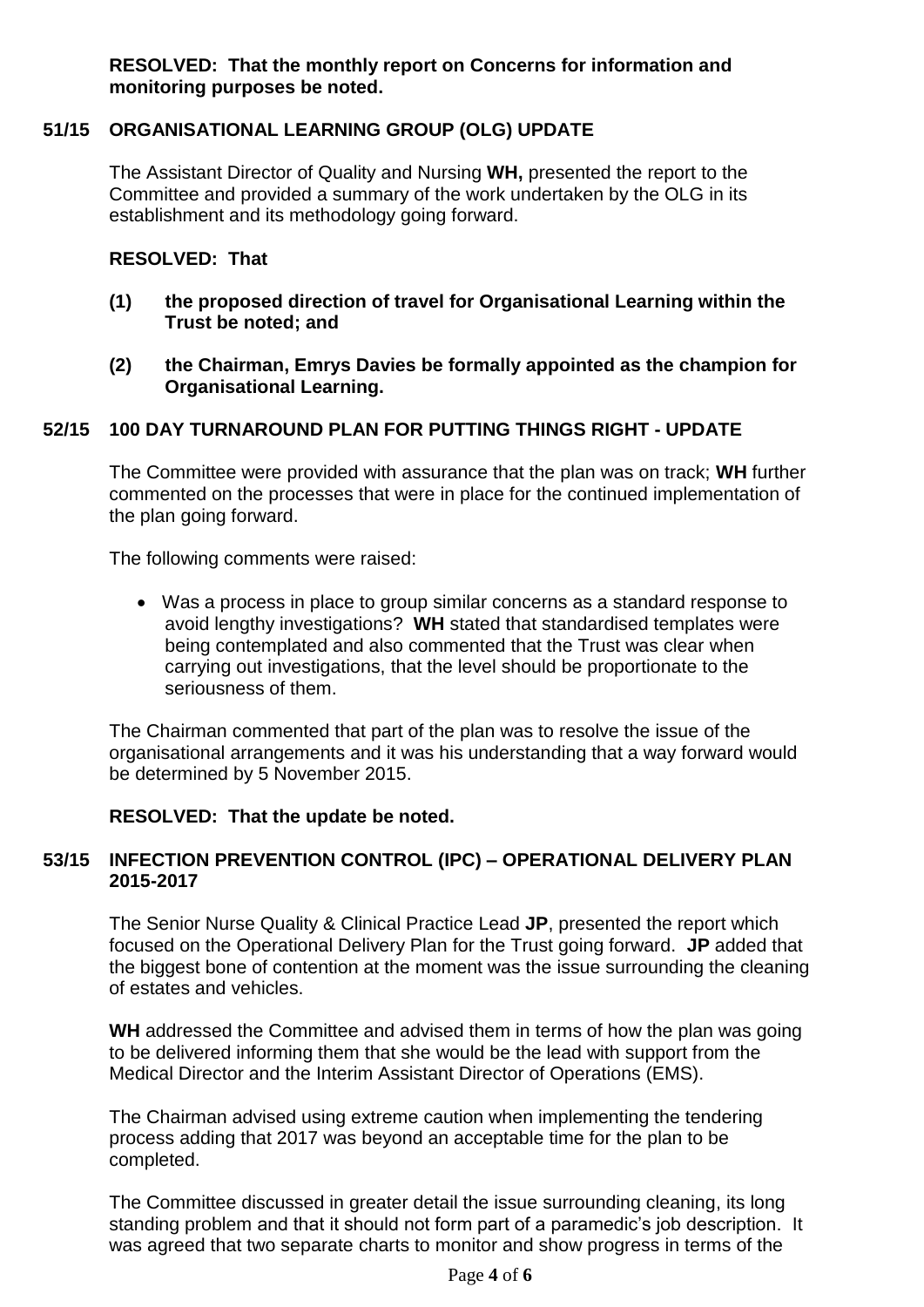**RESOLVED: That the monthly report on Concerns for information and monitoring purposes be noted.**

## 51/15 ORGANISATIONAL LEARNING GROUP (OLG) UPDATE

The Assistant Director of Quality and Nursing **WH,** presented the report to the Committee and provided a summary of the work undertaken by the OLG in its establishment and its methodology going forward.

**RESOLVED: That**

**(1) the proposed direction of travel for Organisational Learning within the Trust be noted; and**

**(2) the Chairman, Emrys Davies be formally appointed as the champion for Organisational Learning.**

## 52/15 100 DAY TURNAROUND PLAN FOR PUTTING THINGS RIGHT - UPDATE

The Committee were provided with assurance that the plan was on track; **WH** further commented on the processes that were in place for the continued implementation of the plan going forward.

The following comments were raised:

- Was a process in place to group similar concerns as a standard response to avoid lengthy investigations? **WH** stated that standardised templates were being contemplated and also commented that the Trust was clear when carrying out investigations, that the level should be proportionate to the seriousness of them.

The Chairman commented that part of the plan was to resolve the issue of the organisational arrangements and it was his understanding that a way forward would be determined by 5 November 2015.

**RESOLVED: That the update be noted.**

## 53/15 INFECTION PREVENTION CONTROL (IPC) – OPERATIONAL DELIVERY PLAN 2015-2017

The Senior Nurse Quality & Clinical Practice Lead **JP**, presented the report which focused on the Operational Delivery Plan for the Trust going forward. **JP** added that the biggest bone of contention at the moment was the issue surrounding the cleaning of estates and vehicles.

**WH** addressed the Committee and advised them in terms of how the plan was going to be delivered informing them that she would be the lead with support from the Medical Director and the Interim Assistant Director of Operations (EMS).

The Chairman advised using extreme caution when implementing the tendering process adding that 2017 was beyond an acceptable time for the plan to be completed.

The Committee discussed in greater detail the issue surrounding cleaning, its long standing problem and that it should not form part of a paramedic's job description. It was agreed that two separate charts to monitor and show progress in terms of the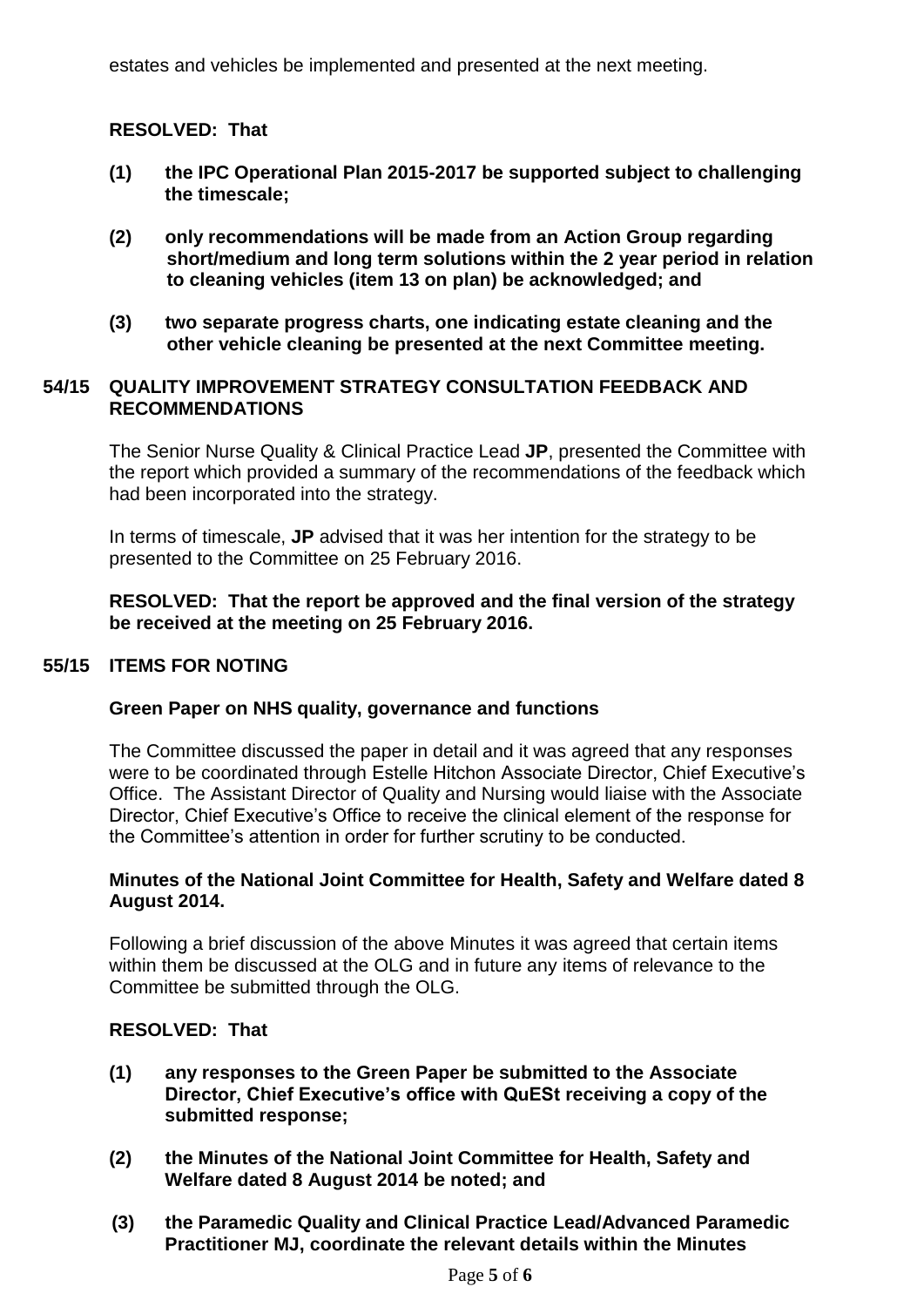estates and vehicles be implemented and presented at the next meeting.

**RESOLVED: That**

**(1) the IPC Operational Plan 2015-2017 be supported subject to challenging the timescale;**

**(2) only recommendations will be made from an Action Group regarding short/medium and long term solutions within the 2 year period in relation to cleaning vehicles (item 13 on plan) be acknowledged; and**

**(3) two separate progress charts, one indicating estate cleaning and the other vehicle cleaning be presented at the next Committee meeting.**

## 54/15 QUALITY IMPROVEMENT STRATEGY CONSULTATION FEEDBACK AND RECOMMENDATIONS

The Senior Nurse Quality & Clinical Practice Lead **JP**, presented the Committee with the report which provided a summary of the recommendations of the feedback which had been incorporated into the strategy.

In terms of timescale, **JP** advised that it was her intention for the strategy to be presented to the Committee on 25 February 2016.

**RESOLVED: That the report be approved and the final version of the strategy be received at the meeting on 25 February 2016.**

## 55/15 ITEMS FOR NOTING

### Green Paper on NHS quality, governance and functions

The Committee discussed the paper in detail and it was agreed that any responses were to be coordinated through Estelle Hitchon Associate Director, Chief Executive's Office. The Assistant Director of Quality and Nursing would liaise with the Associate Director, Chief Executive's Office to receive the clinical element of the response for the Committee's attention in order for further scrutiny to be conducted.

### Minutes of the National Joint Committee for Health, Safety and Welfare dated 8 August 2014.

Following a brief discussion of the above Minutes it was agreed that certain items within them be discussed at the OLG and in future any items of relevance to the Committee be submitted through the OLG.

**RESOLVED: That**

**(1) any responses to the Green Paper be submitted to the Associate Director, Chief Executive's office with QuESt receiving a copy of the submitted response;**

**(2) the Minutes of the National Joint Committee for Health, Safety and Welfare dated 8 August 2014 be noted; and**

**(3) the Paramedic Quality and Clinical Practice Lead/Advanced Paramedic Practitioner MJ, coordinate the relevant details within the Minutes**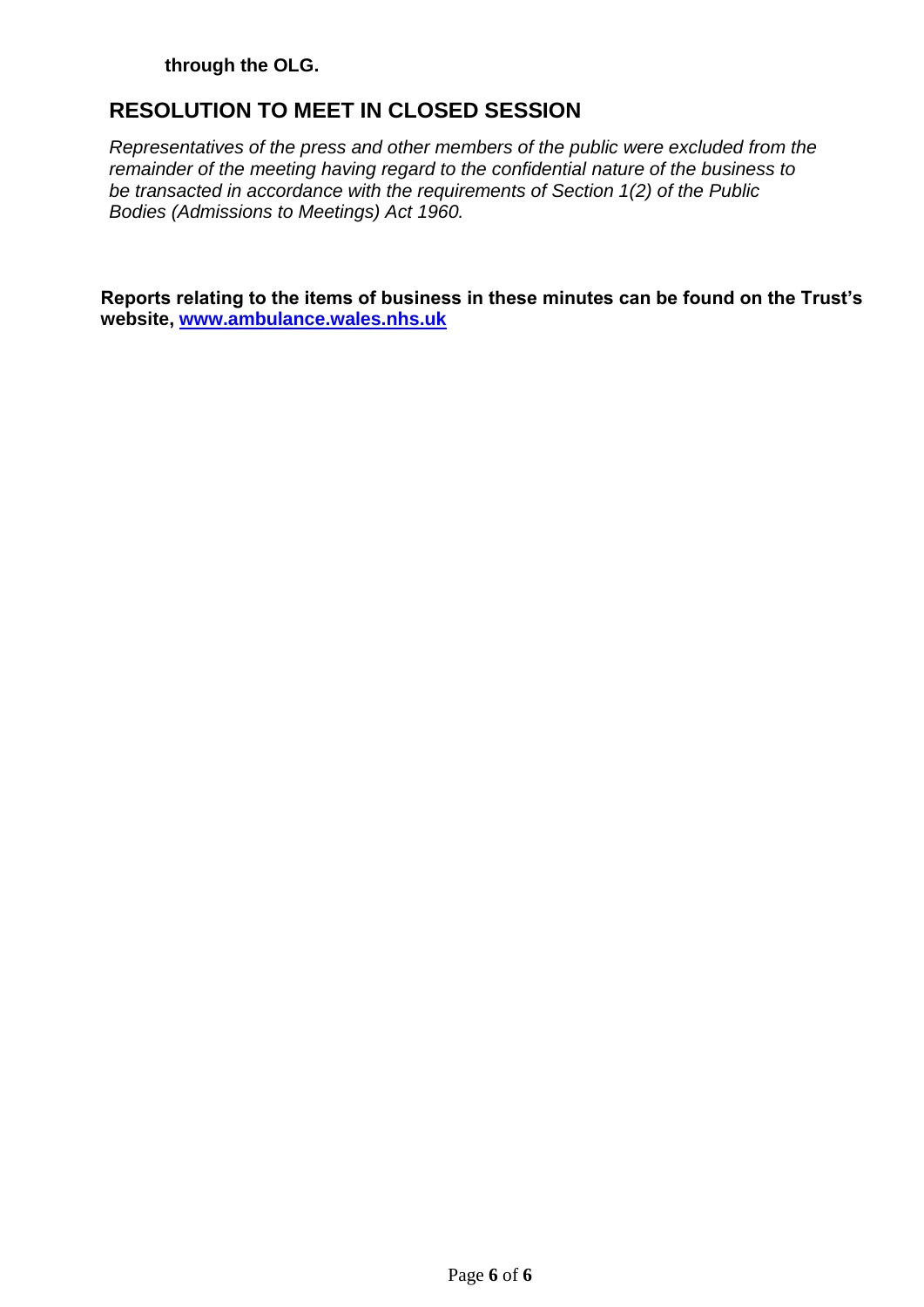**through the OLG.**

## RESOLUTION TO MEET IN CLOSED SESSION

*Representatives of the press and other members of the public were excluded from the remainder of the meeting having regard to the confidential nature of the business to be transacted in accordance with the requirements of Section 1(2) of the Public Bodies (Admissions to Meetings) Act 1960.*

**Reports relating to the items of business in these minutes can be found on the Trust's website, [www.ambulance.wales.nhs.uk](http://www.ambulance.wales.nhs.uk)**